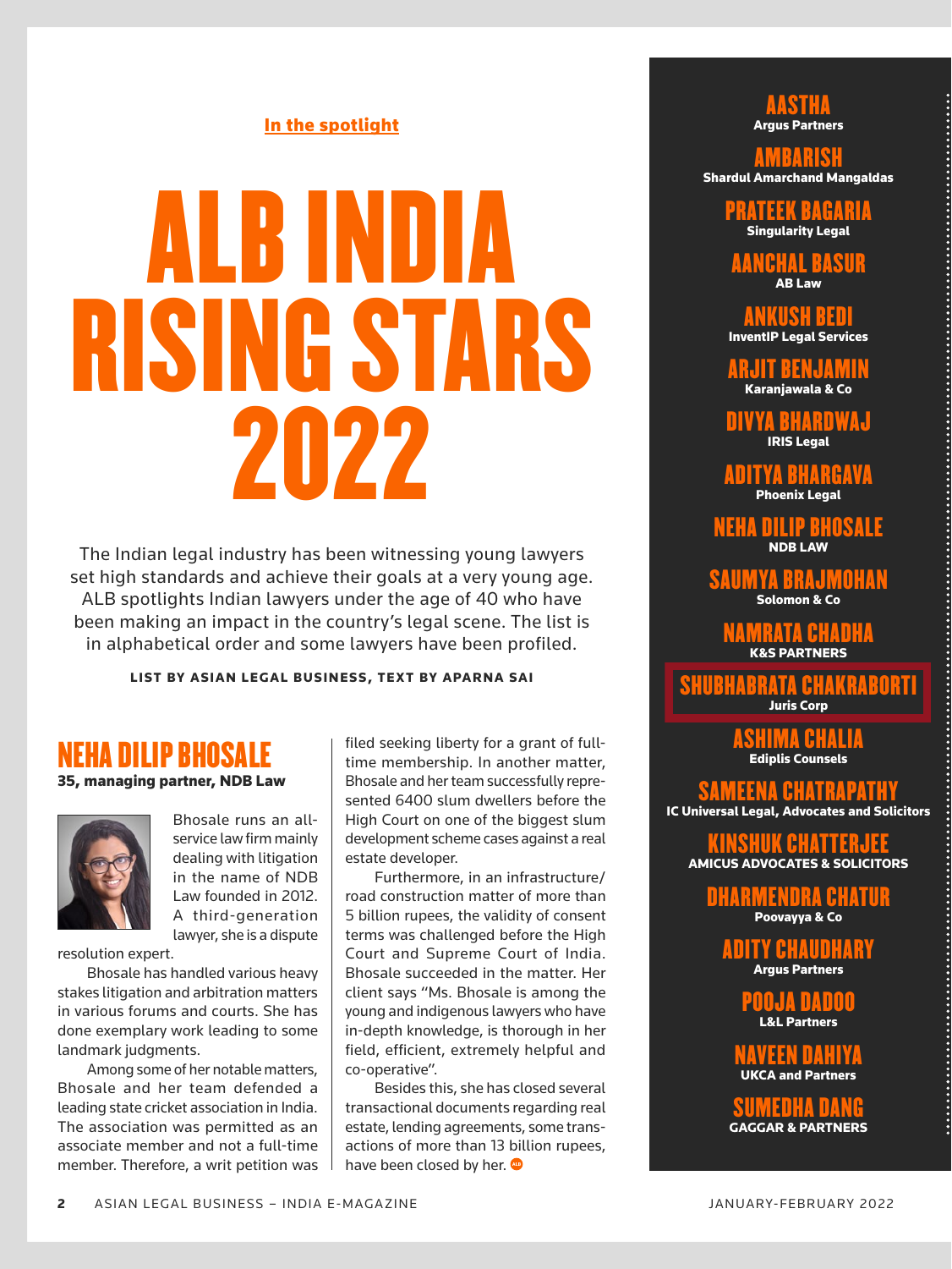In the spotlight

# ALB INDIA RISING STARS 2022

The Indian legal industry has been witnessing young lawyers set high standards and achieve their goals at a very young age. ALB spotlights Indian lawyers under the age of 40 who have been making an impact in the country's legal scene. The list is in alphabetical order and some lawyers have been profiled.

**LIST BY ASIAN LEGAL BUSINESS, TEXT BY APARNA SAI**

## NEHA DILIP BHOSALE

**35, managing partner, NDB Law**

Bhosale runs an all-service law firm mainly dealing with litigation in the name of NDB Law founded in 2012. A third-generation lawyer, she is a dispute resolution expert.

Bhosale has handled various heavy stakes litigation and arbitration matters in various forums and courts. She has done exemplary work leading to some landmark judgments.

Among some of her notable matters, Bhosale and her team defended a leading state cricket association in India. The association was permitted as an associate member and not a full-time member. Therefore, a writ petition was filed seeking liberty for a grant of full-time membership. In another matter, Bhosale and her team successfully represented 6400 slum dwellers before the High Court on one of the biggest slum development scheme cases against a real estate developer.

Furthermore, in an infrastructure/road construction matter of more than 5 billion rupees, the validity of consent terms was challenged before the High Court and Supreme Court of India. Bhosale succeeded in the matter. Her client says "Ms. Bhosale is among the young and indigenous lawyers who have in-depth knowledge, is thorough in her field, efficient, extremely helpful and co-operative".

Besides this, she has closed several transactional documents regarding real estate, lending agreements, some transactions of more than 13 billion rupees, have been closed by her.

---

**AASTHA**
Argus Partners

**AMBARISH**
Shardul Amarchand Mangaldas

**PRATEEK BAGARIA**
Singularity Legal

**AANCHAL BASUR**
AB Law

**ANKUSH BEDI**
InventIP Legal Services

**ARJIT BENJAMIN**
Karanjawala & Co

**DIVYA BHARDWAJ**
IRIS Legal

**ADITYA BHARGAVA**
Phoenix Legal

**NEHA DILIP BHOSALE**
NDB LAW

**SAUMYA BRAJMOHAN**
Solomon & Co

**NAMRATA CHADHA**
K&S PARTNERS

**SHUBHABRATA CHAKRABORTI**
Juris Corp

**ASHIMA CHALIA**
Ediplis Counsels

**SAMEENA CHATRAPATHY**
IC Universal Legal, Advocates and Solicitors

**KINSHUK CHATTERJEE**
AMICUS ADVOCATES & SOLICITORS

**DHARMENDRA CHATUR**
Poovayya & Co

**ADITY CHAUDHARY**
Argus Partners

**POOJA DADOO**
L&L Partners

**NAVEEN DAHIYA**
UKCA and Partners

**SUMEDHA DANG**
GAGGAR & PARTNERS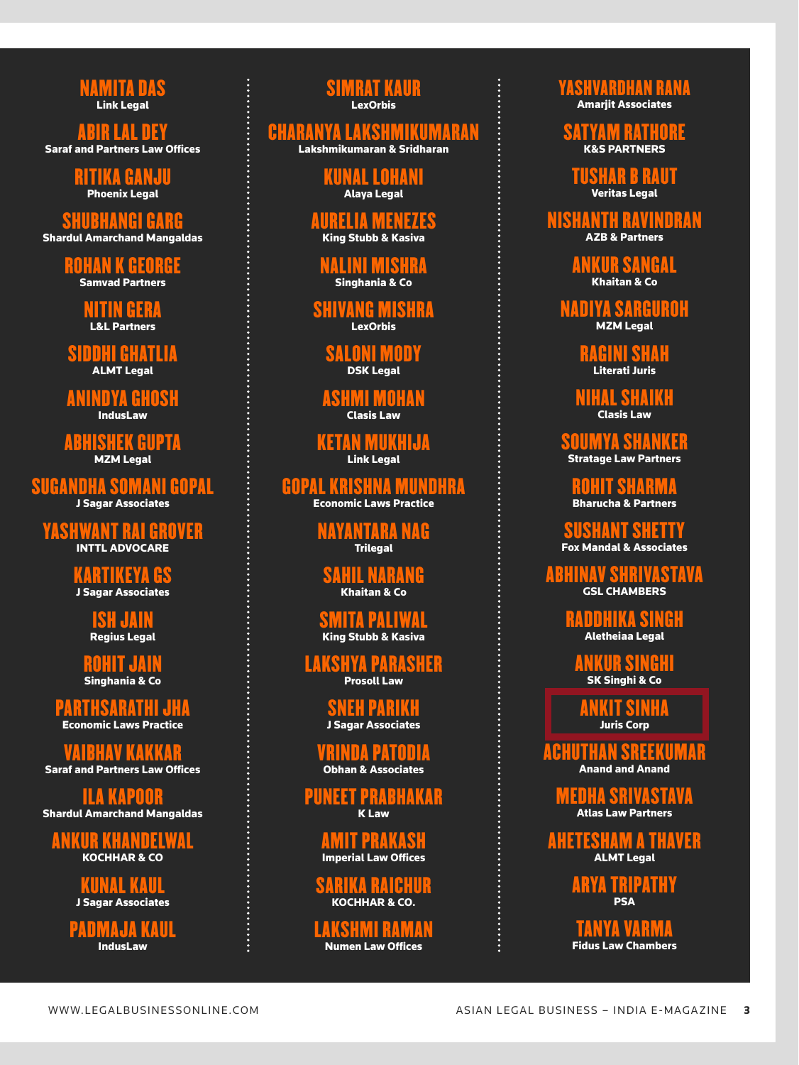**NAMITA DAS**
Link Legal

**ABIR LAL DEY**
Saraf and Partners Law Offices

**RITIKA GANJU**
Phoenix Legal

**SHUBHANGI GARG**
Shardul Amarchand Mangaldas

**ROHAN K GEORGE**
Samvad Partners

**NITIN GERA**
L&L Partners

**SIDDHI GHATLIA**
ALMT Legal

**ANINDYA GHOSH**
IndusLaw

**ABHISHEK GUPTA**
MZM Legal

**SUGANDHA SOMANI GOPAL**
J Sagar Associates

**YASHWANT RAI GROVER**
INTTL ADVOCARE

**KARTIKEYA GS**
J Sagar Associates

**ISH JAIN**
Regius Legal

**ROHIT JAIN**
Singhania & Co

**PARTHSARATHI JHA**
Economic Laws Practice

**VAIBHAV KAKKAR**
Saraf and Partners Law Offices

**ILA KAPOOR**
Shardul Amarchand Mangaldas

**ANKUR KHANDELWAL**
KOCHHAR & CO

**KUNAL KAUL**
J Sagar Associates

**PADMAJA KAUL**
IndusLaw

**SIMRAT KAUR**
LexOrbis

**CHARANYA LAKSHMIKUMARAN**
Lakshmikumaran & Sridharan

**KUNAL LOHANI**
Alaya Legal

**AURELIA MENEZES**
King Stubb & Kasiva

**NALINI MISHRA**
Singhania & Co

**SHIVANG MISHRA**
LexOrbis

**SALONI MODY**
DSK Legal

**ASHMI MOHAN**
Clasis Law

**KETAN MUKHIJA**
Link Legal

**GOPAL KRISHNA MUNDHRA**
Economic Laws Practice

**NAYANTARA NAG**
Trilegal

**SAHIL NARANG**
Khaitan & Co

**SMITA PALIWAL**
King Stubb & Kasiva

**LAKSHYA PARASHER**
Prosoll Law

**SNEH PARIKH**
J Sagar Associates

**VRINDA PATODIA**
Obhan & Associates

**PUNEET PRABHAKAR**
K Law

**AMIT PRAKASH**
Imperial Law Offices

**SARIKA RAICHUR**
KOCHHAR & CO.

**LAKSHMI RAMAN**
Numen Law Offices

**YASHVARDHAN RANA**
Amarjit Associates

**SATYAM RATHORE**
K&S PARTNERS

**TUSHAR B RAUT**
Veritas Legal

**NISHANTH RAVINDRAN**
AZB & Partners

**ANKUR SANGAL**
Khaitan & Co

**NADIYA SARGUROH**
MZM Legal

**RAGINI SHAH**
Literati Juris

**NIHAL SHAIKH**
Clasis Law

**SOUMYA SHANKER**
Stratage Law Partners

**ROHIT SHARMA**
Bharucha & Partners

**SUSHANT SHETTY**
Fox Mandal & Associates

**ABHINAV SHRIVASTAVA**
GSL CHAMBERS

**RADDHIKA SINGH**
Aletheiaa Legal

**ANKUR SINGHI**
SK Singhi & Co

**ANKIT SINHA**
Juris Corp

**ACHUTHAN SREEKUMAR**
Anand and Anand

**MEDHA SRIVASTAVA**
Atlas Law Partners

**AHETESHAM A THAVER**
ALMT Legal

**ARYA TRIPATHY**
PSA

**TANYA VARMA**
Fidus Law Chambers